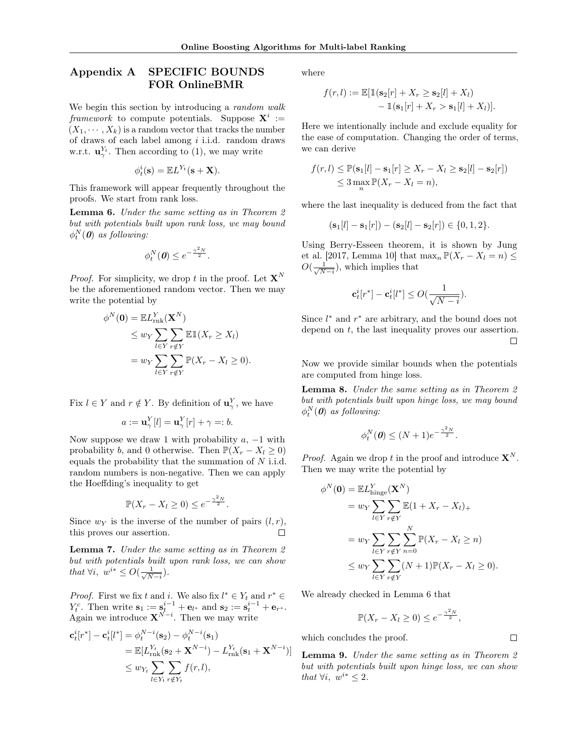# Appendix A SPECIFIC BOUNDS FOR OnlineBMR

We begin this section by introducing a *random walk framework* to compute potentials. Suppose $\mathbf{X}^i := (X_1, \cdots, X_k)$ is a random vector that tracks the number of draws of each label among $i$ i.i.d. random draws w.r.t. $\mathbf{u}_\gamma^{Y_t}$. Then according to (1), we may write

$$\phi_t^i(\mathbf{s}) = \mathbb{E}L^{Y_t}(\mathbf{s} + \mathbf{X}).$$

This framework will appear frequently throughout the proofs. We start from rank loss.

**Lemma 6.** *Under the same setting as in Theorem 2 but with potentials built upon rank loss, we may bound $\phi_t^N(\mathbf{0})$ as following:*

$$\phi_t^N(\mathbf{0}) \leq e^{-\frac{\gamma^2 N}{2}}.$$

*Proof.* For simplicity, we drop $t$ in the proof. Let $\mathbf{X}^N$ be the aforementioned random vector. Then we may write the potential by

$$\begin{aligned}
\phi^N(\mathbf{0}) &= \mathbb{E}L_{\text{rnk}}^Y(\mathbf{X}^N) \\
&\leq w_Y \sum_{l \in Y} \sum_{r \notin Y} \mathbb{E}\mathbb{1}(X_r \geq X_l) \\
&= w_Y \sum_{l \in Y} \sum_{r \notin Y} \mathbb{P}(X_r - X_l \geq 0).
\end{aligned}$$

Fix $l \in Y$ and $r \notin Y$. By definition of $\mathbf{u}_\gamma^Y$, we have

$$a := \mathbf{u}_\gamma^Y[l] = \mathbf{u}_\gamma^Y[r] + \gamma =: b.$$

Now suppose we draw 1 with probability $a$, $-1$ with probability $b$, and 0 otherwise. Then $\mathbb{P}(X_r - X_l \geq 0)$ equals the probability that the summation of $N$ i.i.d. random numbers is non-negative. Then we can apply the Hoeffding's inequality to get

$$\mathbb{P}(X_r - X_l \geq 0) \leq e^{-\frac{\gamma^2 N}{2}}.$$

Since $w_Y$ is the inverse of the number of pairs $(l, r)$, this proves our assertion. $\square$

**Lemma 7.** *Under the same setting as in Theorem 2 but with potentials built upon rank loss, we can show that $\forall i,\ w^{i*} \leq O(\frac{1}{\sqrt{N-i}})$.*

*Proof.* First we fix $t$ and $i$. We also fix $l^* \in Y_t$ and $r^* \in Y_t^c$. Then write $\mathbf{s}_1 := \mathbf{s}_t^{i-1} + \mathbf{e}_{l^*}$ and $\mathbf{s}_2 := \mathbf{s}_t^{i-1} + \mathbf{e}_{r^*}$. Again we introduce $\mathbf{X}^{N-i}$. Then we may write

$$\begin{aligned}
\mathbf{c}_t^i[r^*] - \mathbf{c}_t^i[l^*] &= \phi_t^{N-i}(\mathbf{s}_2) - \phi_t^{N-i}(\mathbf{s}_1) \\
&= \mathbb{E}[L_{\text{rnk}}^{Y_t}(\mathbf{s}_2 + \mathbf{X}^{N-i}) - L_{\text{rnk}}^{Y_t}(\mathbf{s}_1 + \mathbf{X}^{N-i})] \\
&\leq w_{Y_t} \sum_{l \in Y_t} \sum_{r \notin Y_t} f(r, l),
\end{aligned}$$

where

$$\begin{aligned}
f(r,l) := \mathbb{E}[&\mathbb{1}(\mathbf{s}_2[r] + X_r \geq \mathbf{s}_2[l] + X_l) \\
&- \mathbb{1}(\mathbf{s}_1[r] + X_r > \mathbf{s}_1[l] + X_l)].
\end{aligned}$$

Here we intentionally include and exclude equality for the ease of computation. Changing the order of terms, we can derive

$$\begin{aligned}
f(r,l) &\leq \mathbb{P}(\mathbf{s}_1[l] - \mathbf{s}_1[r] \geq X_r - X_l \geq \mathbf{s}_2[l] - \mathbf{s}_2[r]) \\
&\leq 3 \max_n \mathbb{P}(X_r - X_l = n),
\end{aligned}$$

where the last inequality is deduced from the fact that

$$(\mathbf{s}_1[l] - \mathbf{s}_1[r]) - (\mathbf{s}_2[l] - \mathbf{s}_2[r]) \in \{0, 1, 2\}.$$

Using Berry-Esseen theorem, it is shown by Jung et al. [2017, Lemma 10] that $\max_n \mathbb{P}(X_r - X_l = n) \leq O(\frac{1}{\sqrt{N-i}})$, which implies that

$$\mathbf{c}_t^i[r^*] - \mathbf{c}_t^i[l^*] \leq O(\frac{1}{\sqrt{N-i}}).$$

Since $l^*$ and $r^*$ are arbitrary, and the bound does not depend on $t$, the last inequality proves our assertion. $\square$

Now we provide similar bounds when the potentials are computed from hinge loss.

**Lemma 8.** *Under the same setting as in Theorem 2 but with potentials built upon hinge loss, we may bound $\phi_t^N(\mathbf{0})$ as following:*

$$\phi_t^N(\mathbf{0}) \leq (N+1)e^{-\frac{\gamma^2 N}{2}}.$$

*Proof.* Again we drop $t$ in the proof and introduce $\mathbf{X}^N$. Then we may write the potential by

$$\begin{aligned}
\phi^N(\mathbf{0}) &= \mathbb{E}L_{\text{hinge}}^Y(\mathbf{X}^N) \\
&= w_Y \sum_{l \in Y} \sum_{r \notin Y} \mathbb{E}(1 + X_r - X_l)_+ \\
&= w_Y \sum_{l \in Y} \sum_{r \notin Y} \sum_{n=0}^{N} \mathbb{P}(X_r - X_l \geq n) \\
&\leq w_Y \sum_{l \in Y} \sum_{r \notin Y} (N+1)\mathbb{P}(X_r - X_l \geq 0).
\end{aligned}$$

We already checked in Lemma 6 that

$$\mathbb{P}(X_r - X_l \geq 0) \leq e^{-\frac{\gamma^2 N}{2}},$$

which concludes the proof. $\square$

**Lemma 9.** *Under the same setting as in Theorem 2 but with potentials built upon hinge loss, we can show that $\forall i,\ w^{i*} \leq 2$.*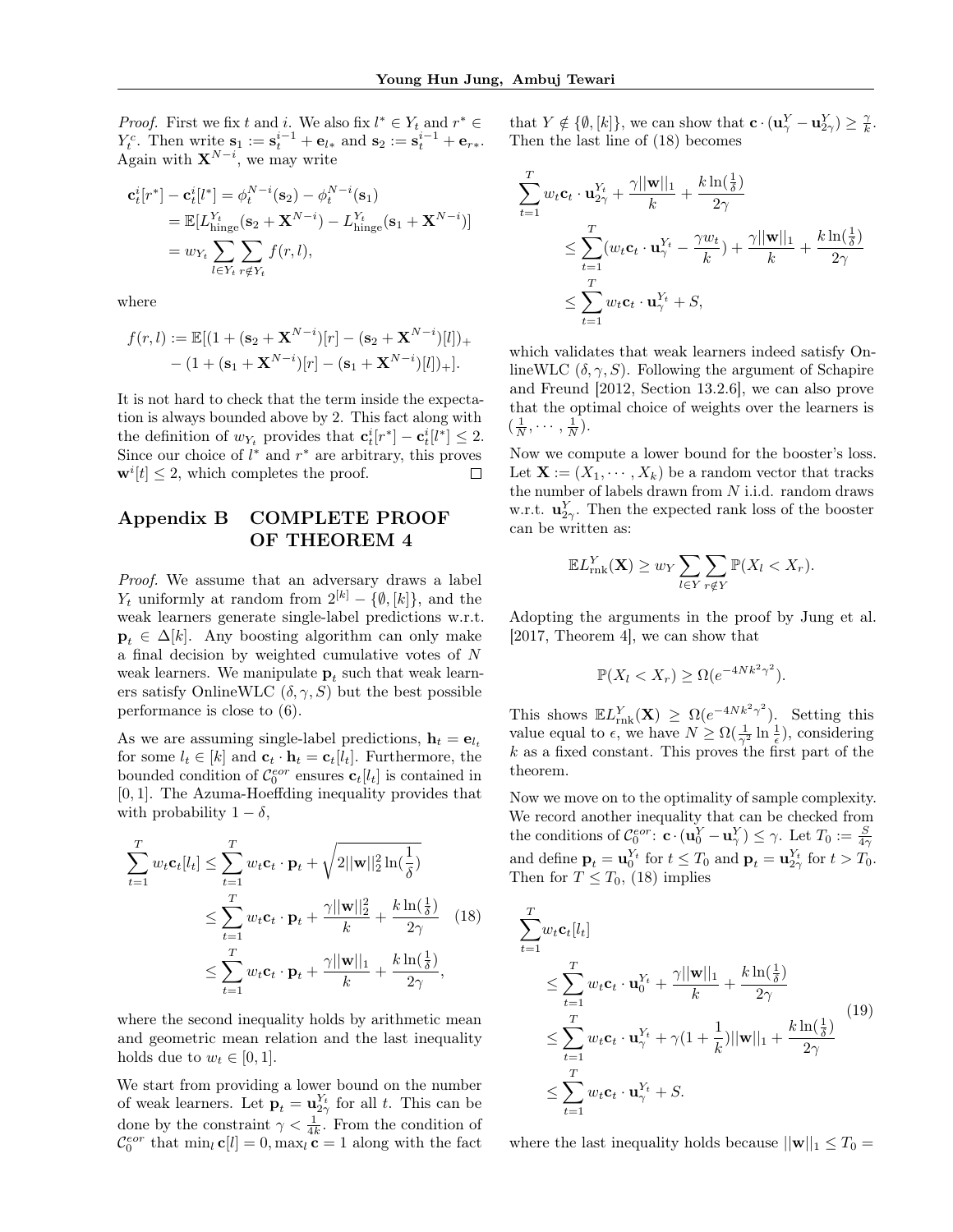*Proof.* First we fix $t$ and $i$. We also fix $l^* \in Y_t$ and $r^* \in Y_t^c$. Then write $\mathbf{s}_1 := \mathbf{s}_t^{i-1} + \mathbf{e}_{l*}$ and $\mathbf{s}_2 := \mathbf{s}_t^{i-1} + \mathbf{e}_{r*}$. Again with $\mathbf{X}^{N-i}$, we may write

$$
\begin{aligned}
\mathbf{c}_t^i[r^*] - \mathbf{c}_t^i[l^*] &= \phi_t^{N-i}(\mathbf{s}_2) - \phi_t^{N-i}(\mathbf{s}_1) \\
&= \mathbb{E}[L_{\text{hinge}}^{Y_t}(\mathbf{s}_2 + \mathbf{X}^{N-i}) - L_{\text{hinge}}^{Y_t}(\mathbf{s}_1 + \mathbf{X}^{N-i})] \\
&= w_{Y_t} \sum_{l \in Y_t} \sum_{r \notin Y_t} f(r, l),
\end{aligned}
$$

where

$$
\begin{aligned}
f(r,l) := \mathbb{E}[&(1 + (\mathbf{s}_2 + \mathbf{X}^{N-i})[r] - (\mathbf{s}_2 + \mathbf{X}^{N-i})[l])_+ \\
&- (1 + (\mathbf{s}_1 + \mathbf{X}^{N-i})[r] - (\mathbf{s}_1 + \mathbf{X}^{N-i})[l])_+].
\end{aligned}
$$

It is not hard to check that the term inside the expectation is always bounded above by 2. This fact along with the definition of $w_{Y_t}$ provides that $\mathbf{c}_t^i[r^*] - \mathbf{c}_t^i[l^*] \leq 2$. Since our choice of $l^*$ and $r^*$ are arbitrary, this proves $\mathbf{w}^i[t] \leq 2$, which completes the proof. □

## Appendix B COMPLETE PROOF OF THEOREM 4

*Proof.* We assume that an adversary draws a label $Y_t$ uniformly at random from $2^{[k]} - \{\emptyset, [k]\}$, and the weak learners generate single-label predictions w.r.t. $\mathbf{p}_t \in \Delta[k]$. Any boosting algorithm can only make a final decision by weighted cumulative votes of $N$ weak learners. We manipulate $\mathbf{p}_t$ such that weak learners satisfy OnlineWLC $(\delta, \gamma, S)$ but the best possible performance is close to (6).

As we are assuming single-label predictions, $\mathbf{h}_t = \mathbf{e}_{l_t}$ for some $l_t \in [k]$ and $\mathbf{c}_t \cdot \mathbf{h}_t = \mathbf{c}_t[l_t]$. Furthermore, the bounded condition of $\mathcal{C}_0^{eor}$ ensures $\mathbf{c}_t[l_t]$ is contained in $[0, 1]$. The Azuma-Hoeffding inequality provides that with probability $1 - \delta$,

$$
\begin{aligned}
\sum_{t=1}^T w_t \mathbf{c}_t[l_t] &\leq \sum_{t=1}^T w_t \mathbf{c}_t \cdot \mathbf{p}_t + \sqrt{2||\mathbf{w}||_2^2 \ln(\frac{1}{\delta})} \\
&\leq \sum_{t=1}^T w_t \mathbf{c}_t \cdot \mathbf{p}_t + \frac{\gamma ||\mathbf{w}||_2^2}{k} + \frac{k \ln(\frac{1}{\delta})}{2\gamma} \quad (18) \\
&\leq \sum_{t=1}^T w_t \mathbf{c}_t \cdot \mathbf{p}_t + \frac{\gamma ||\mathbf{w}||_1}{k} + \frac{k \ln(\frac{1}{\delta})}{2\gamma},
\end{aligned}
$$

where the second inequality holds by arithmetic mean and geometric mean relation and the last inequality holds due to $w_t \in [0, 1]$.

We start from providing a lower bound on the number of weak learners. Let $\mathbf{p}_t = \mathbf{u}_{2\gamma}^{Y_t}$ for all $t$. This can be done by the constraint $\gamma < \frac{1}{4k}$. From the condition of $\mathcal{C}_0^{eor}$ that $\min_l \mathbf{c}[l] = 0, \max_l \mathbf{c} = 1$ along with the fact that $Y \notin \{\emptyset, [k]\}$, we can show that $\mathbf{c} \cdot (\mathbf{u}_\gamma^Y - \mathbf{u}_{2\gamma}^Y) \geq \frac{\gamma}{k}$. Then the last line of (18) becomes

$$
\begin{aligned}
\sum_{t=1}^T & w_t \mathbf{c}_t \cdot \mathbf{u}_{2\gamma}^{Y_t} + \frac{\gamma ||\mathbf{w}||_1}{k} + \frac{k \ln(\frac{1}{\delta})}{2\gamma} \\
&\leq \sum_{t=1}^T (w_t \mathbf{c}_t \cdot \mathbf{u}_\gamma^{Y_t} - \frac{\gamma w_t}{k}) + \frac{\gamma ||\mathbf{w}||_1}{k} + \frac{k \ln(\frac{1}{\delta})}{2\gamma} \\
&\leq \sum_{t=1}^T w_t \mathbf{c}_t \cdot \mathbf{u}_\gamma^{Y_t} + S,
\end{aligned}
$$

which validates that weak learners indeed satisfy OnlineWLC $(\delta, \gamma, S)$. Following the argument of Schapire and Freund [2012, Section 13.2.6], we can also prove that the optimal choice of weights over the learners is $(\frac{1}{N}, \cdots, \frac{1}{N})$.

Now we compute a lower bound for the booster's loss. Let $\mathbf{X} := (X_1, \cdots, X_k)$ be a random vector that tracks the number of labels drawn from $N$ i.i.d. random draws w.r.t. $\mathbf{u}_{2\gamma}^Y$. Then the expected rank loss of the booster can be written as:

$$
\mathbb{E} L_{\text{rnk}}^Y(\mathbf{X}) \geq w_Y \sum_{l \in Y} \sum_{r \notin Y} \mathbb{P}(X_l < X_r).
$$

Adopting the arguments in the proof by Jung et al. [2017, Theorem 4], we can show that

$$
\mathbb{P}(X_l < X_r) \geq \Omega(e^{-4Nk^2\gamma^2}).
$$

This shows $\mathbb{E} L_{\text{rnk}}^Y(\mathbf{X}) \geq \Omega(e^{-4Nk^2\gamma^2})$. Setting this value equal to $\epsilon$, we have $N \geq \Omega(\frac{1}{\gamma^2} \ln \frac{1}{\epsilon})$, considering $k$ as a fixed constant. This proves the first part of the theorem.

Now we move on to the optimality of sample complexity. We record another inequality that can be checked from the conditions of $\mathcal{C}_0^{eor}$: $\mathbf{c} \cdot (\mathbf{u}_0^Y - \mathbf{u}_\gamma^Y) \leq \gamma$. Let $T_0 := \frac{S}{4\gamma}$ and define $\mathbf{p}_t = \mathbf{u}_0^{Y_t}$ for $t \leq T_0$ and $\mathbf{p}_t = \mathbf{u}_{2\gamma}^{Y_t}$ for $t > T_0$. Then for $T \leq T_0$, (18) implies

$$
\begin{aligned}
\sum_{t=1}^T & w_t \mathbf{c}_t[l_t] \\
&\leq \sum_{t=1}^T w_t \mathbf{c}_t \cdot \mathbf{u}_0^{Y_t} + \frac{\gamma ||\mathbf{w}||_1}{k} + \frac{k \ln(\frac{1}{\delta})}{2\gamma} \\
&\leq \sum_{t=1}^T w_t \mathbf{c}_t \cdot \mathbf{u}_\gamma^{Y_t} + \gamma(1 + \frac{1}{k}) ||\mathbf{w}||_1 + \frac{k \ln(\frac{1}{\delta})}{2\gamma} \quad (19) \\
&\leq \sum_{t=1}^T w_t \mathbf{c}_t \cdot \mathbf{u}_\gamma^{Y_t} + S.
\end{aligned}
$$

where the last inequality holds because $||\mathbf{w}||_1 \leq T_0 =$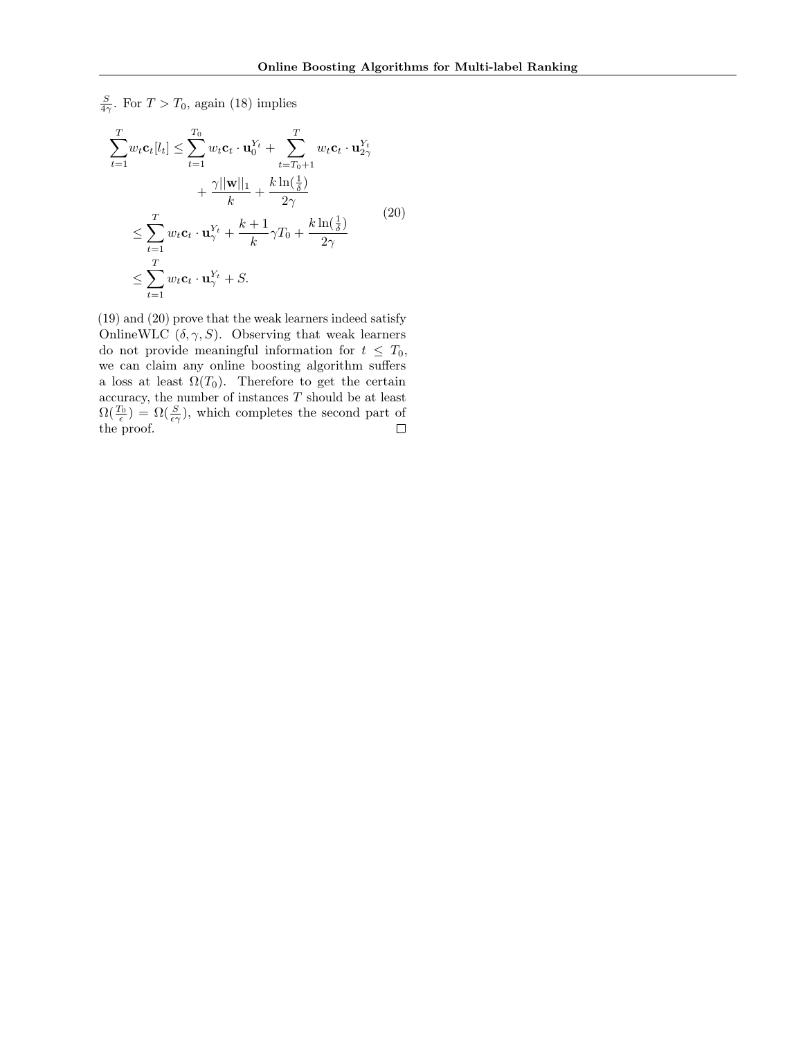$\frac{S}{4\gamma}$. For $T > T_0$, again (18) implies

$$
\begin{aligned}
\sum_{t=1}^{T} w_t \mathbf{c}_t[l_t] &\leq \sum_{t=1}^{T_0} w_t \mathbf{c}_t \cdot \mathbf{u}_0^{Y_t} + \sum_{t=T_0+1}^{T} w_t \mathbf{c}_t \cdot \mathbf{u}_{2\gamma}^{Y_t} \\
&\quad + \frac{\gamma ||\mathbf{w}||_1}{k} + \frac{k \ln(\frac{1}{\delta})}{2\gamma} \\
&\leq \sum_{t=1}^{T} w_t \mathbf{c}_t \cdot \mathbf{u}_{\gamma}^{Y_t} + \frac{k+1}{k} \gamma T_0 + \frac{k \ln(\frac{1}{\delta})}{2\gamma} \\
&\leq \sum_{t=1}^{T} w_t \mathbf{c}_t \cdot \mathbf{u}_{\gamma}^{Y_t} + S.
\end{aligned}
\tag{20}
$$

(19) and (20) prove that the weak learners indeed satisfy OnlineWLC $(\delta, \gamma, S)$. Observing that weak learners do not provide meaningful information for $t \leq T_0$, we can claim any online boosting algorithm suffers a loss at least $\Omega(T_0)$. Therefore to get the certain accuracy, the number of instances $T$ should be at least $\Omega(\frac{T_0}{\epsilon}) = \Omega(\frac{S}{\epsilon\gamma})$, which completes the second part of the proof. ∎